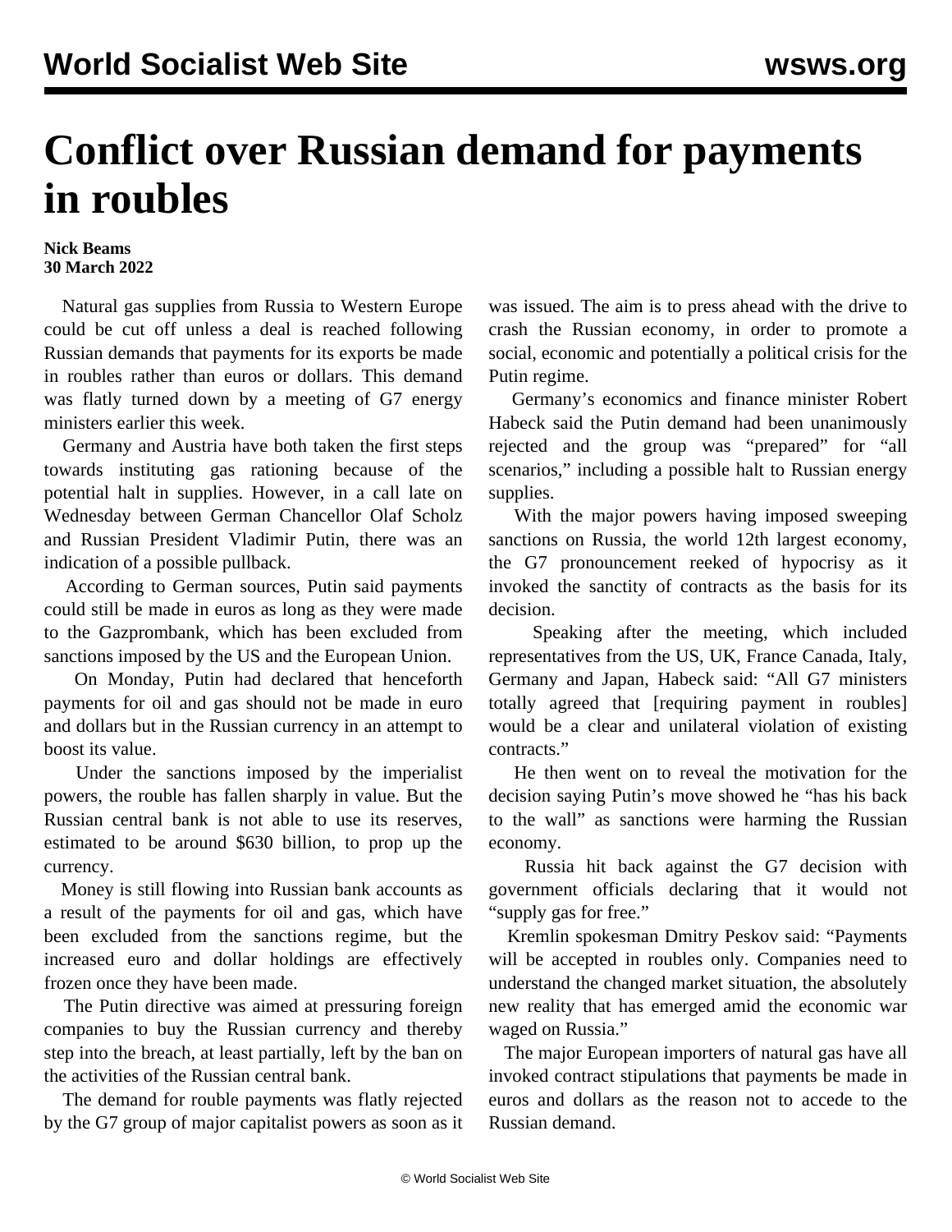# Conflict over Russian demand for payments in roubles

**Nick Beams**
**30 March 2022**

Natural gas supplies from Russia to Western Europe could be cut off unless a deal is reached following Russian demands that payments for its exports be made in roubles rather than euros or dollars. This demand was flatly turned down by a meeting of G7 energy ministers earlier this week.

Germany and Austria have both taken the first steps towards instituting gas rationing because of the potential halt in supplies. However, in a call late on Wednesday between German Chancellor Olaf Scholz and Russian President Vladimir Putin, there was an indication of a possible pullback.

According to German sources, Putin said payments could still be made in euros as long as they were made to the Gazprombank, which has been excluded from sanctions imposed by the US and the European Union.

On Monday, Putin had declared that henceforth payments for oil and gas should not be made in euro and dollars but in the Russian currency in an attempt to boost its value.

Under the sanctions imposed by the imperialist powers, the rouble has fallen sharply in value. But the Russian central bank is not able to use its reserves, estimated to be around $630 billion, to prop up the currency.

Money is still flowing into Russian bank accounts as a result of the payments for oil and gas, which have been excluded from the sanctions regime, but the increased euro and dollar holdings are effectively frozen once they have been made.

The Putin directive was aimed at pressuring foreign companies to buy the Russian currency and thereby step into the breach, at least partially, left by the ban on the activities of the Russian central bank.

The demand for rouble payments was flatly rejected by the G7 group of major capitalist powers as soon as it was issued. The aim is to press ahead with the drive to crash the Russian economy, in order to promote a social, economic and potentially a political crisis for the Putin regime.

Germany's economics and finance minister Robert Habeck said the Putin demand had been unanimously rejected and the group was "prepared" for "all scenarios," including a possible halt to Russian energy supplies.

With the major powers having imposed sweeping sanctions on Russia, the world 12th largest economy, the G7 pronouncement reeked of hypocrisy as it invoked the sanctity of contracts as the basis for its decision.

Speaking after the meeting, which included representatives from the US, UK, France Canada, Italy, Germany and Japan, Habeck said: "All G7 ministers totally agreed that [requiring payment in roubles] would be a clear and unilateral violation of existing contracts."

He then went on to reveal the motivation for the decision saying Putin's move showed he "has his back to the wall" as sanctions were harming the Russian economy.

Russia hit back against the G7 decision with government officials declaring that it would not "supply gas for free."

Kremlin spokesman Dmitry Peskov said: "Payments will be accepted in roubles only. Companies need to understand the changed market situation, the absolutely new reality that has emerged amid the economic war waged on Russia."

The major European importers of natural gas have all invoked contract stipulations that payments be made in euros and dollars as the reason not to accede to the Russian demand.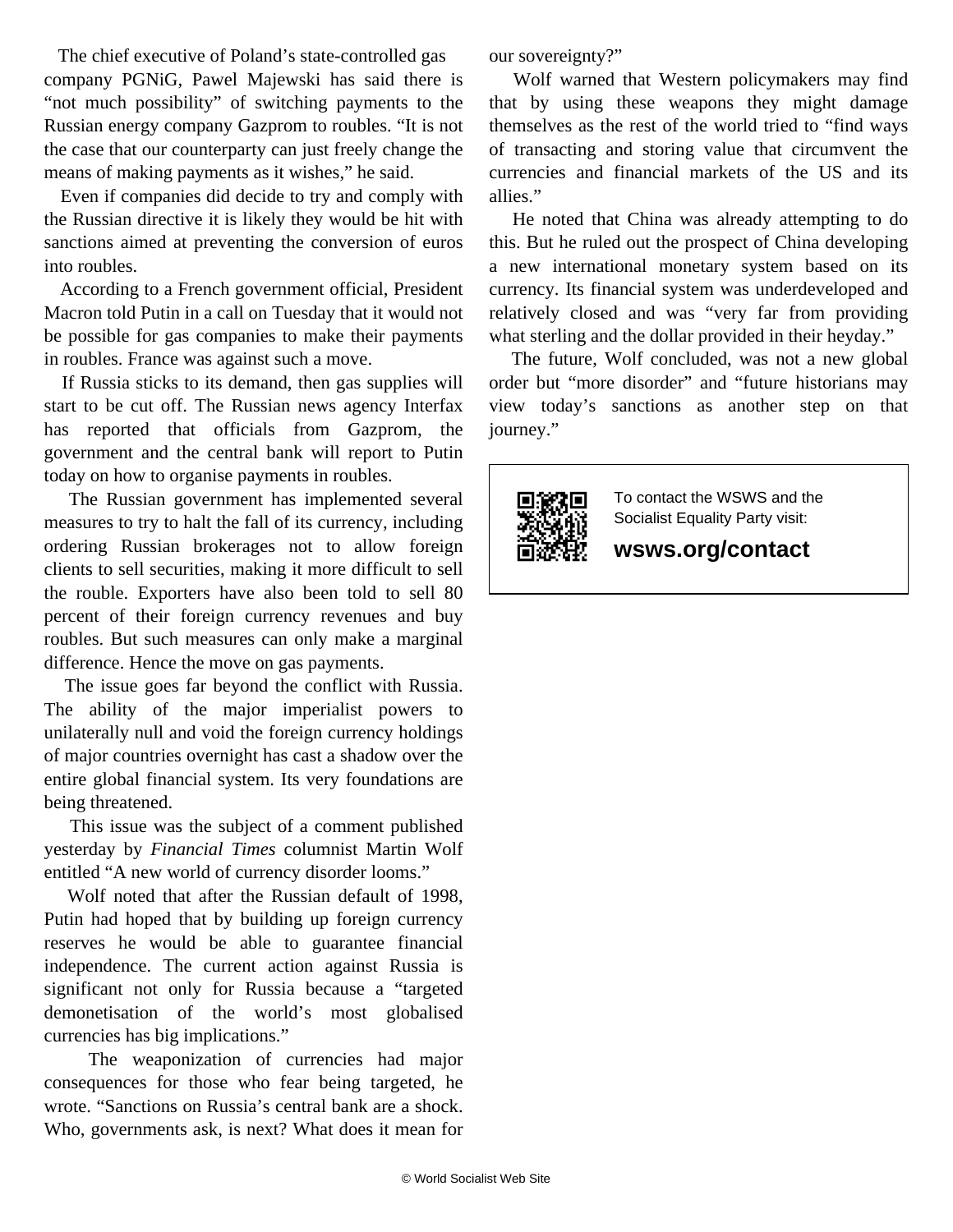The chief executive of Poland's state-controlled gas company PGNiG, Pawel Majewski has said there is "not much possibility" of switching payments to the Russian energy company Gazprom to roubles. "It is not the case that our counterparty can just freely change the means of making payments as it wishes," he said.

Even if companies did decide to try and comply with the Russian directive it is likely they would be hit with sanctions aimed at preventing the conversion of euros into roubles.

According to a French government official, President Macron told Putin in a call on Tuesday that it would not be possible for gas companies to make their payments in roubles. France was against such a move.

If Russia sticks to its demand, then gas supplies will start to be cut off. The Russian news agency Interfax has reported that officials from Gazprom, the government and the central bank will report to Putin today on how to organise payments in roubles.

The Russian government has implemented several measures to try to halt the fall of its currency, including ordering Russian brokerages not to allow foreign clients to sell securities, making it more difficult to sell the rouble. Exporters have also been told to sell 80 percent of their foreign currency revenues and buy roubles. But such measures can only make a marginal difference. Hence the move on gas payments.

The issue goes far beyond the conflict with Russia. The ability of the major imperialist powers to unilaterally null and void the foreign currency holdings of major countries overnight has cast a shadow over the entire global financial system. Its very foundations are being threatened.

This issue was the subject of a comment published yesterday by *Financial Times* columnist Martin Wolf entitled "A new world of currency disorder looms."

Wolf noted that after the Russian default of 1998, Putin had hoped that by building up foreign currency reserves he would be able to guarantee financial independence. The current action against Russia is significant not only for Russia because a "targeted demonetisation of the world's most globalised currencies has big implications."

The weaponization of currencies had major consequences for those who fear being targeted, he wrote. "Sanctions on Russia's central bank are a shock. Who, governments ask, is next? What does it mean for our sovereignty?"

Wolf warned that Western policymakers may find that by using these weapons they might damage themselves as the rest of the world tried to "find ways of transacting and storing value that circumvent the currencies and financial markets of the US and its allies."

He noted that China was already attempting to do this. But he ruled out the prospect of China developing a new international monetary system based on its currency. Its financial system was underdeveloped and relatively closed and was "very far from providing what sterling and the dollar provided in their heyday."

The future, Wolf concluded, was not a new global order but "more disorder" and "future historians may view today's sanctions as another step on that journey."

To contact the WSWS and the Socialist Equality Party visit:

**wsws.org/contact**